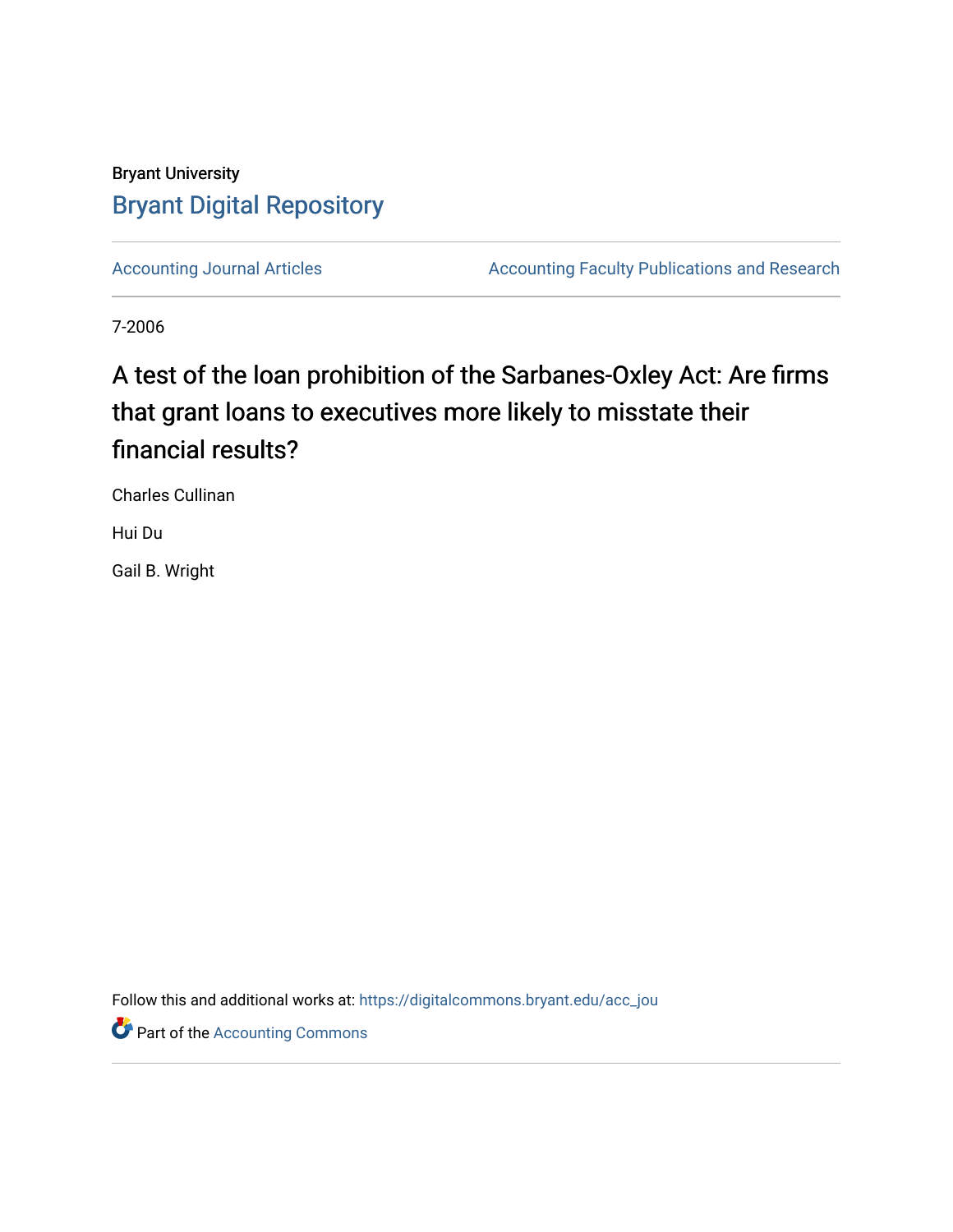Bryant University

## Bryant Digital Repository

Accounting Journal Articles | Accounting Faculty Publications and Research

7-2006

# A test of the loan prohibition of the Sarbanes-Oxley Act: Are firms that grant loans to executives more likely to misstate their financial results?

Charles Cullinan

Hui Du

Gail B. Wright

Follow this and additional works at: https://digitalcommons.bryant.edu/acc_jou

Part of the Accounting Commons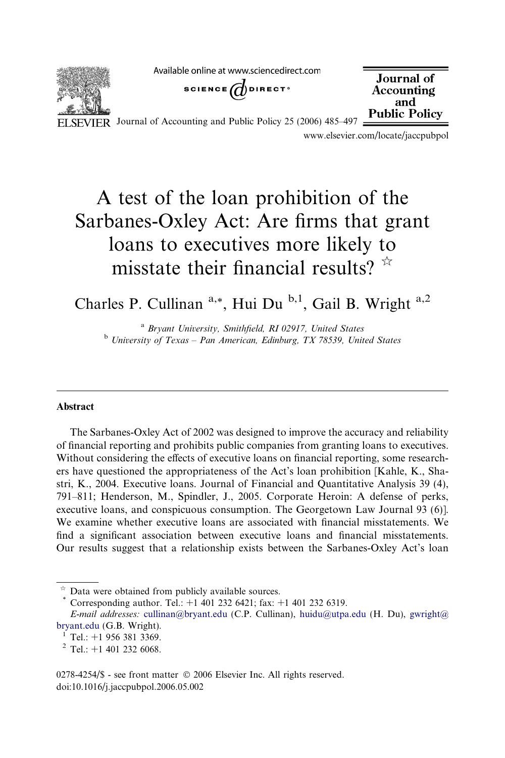# A test of the loan prohibition of the Sarbanes-Oxley Act: Are firms that grant loans to executives more likely to misstate their financial results? ☆

Charles P. Cullinan [a,*], Hui Du [b,1], Gail B. Wright [a,2]

[a] Bryant University, Smithfield, RI 02917, United States

[b] University of Texas – Pan American, Edinburg, TX 78539, United States

---

## Abstract

The Sarbanes-Oxley Act of 2002 was designed to improve the accuracy and reliability of financial reporting and prohibits public companies from granting loans to executives. Without considering the effects of executive loans on financial reporting, some researchers have questioned the appropriateness of the Act's loan prohibition [Kahle, K., Shastri, K., 2004. Executive loans. Journal of Financial and Quantitative Analysis 39 (4), 791–811; Henderson, M., Spindler, J., 2005. Corporate Heroin: A defense of perks, executive loans, and conspicuous consumption. The Georgetown Law Journal 93 (6)]. We examine whether executive loans are associated with financial misstatements. We find a significant association between executive loans and financial misstatements. Our results suggest that a relationship exists between the Sarbanes-Oxley Act's loan

---

☆ Data were obtained from publicly available sources.

\* Corresponding author. Tel.: +1 401 232 6421; fax: +1 401 232 6319.

*E-mail addresses:* cullinan@bryant.edu (C.P. Cullinan), huidu@utpa.edu (H. Du), gwright@bryant.edu (G.B. Wright).

[1] Tel.: +1 956 381 3369.

[2] Tel.: +1 401 232 6068.

0278-4254/$ - see front matter © 2006 Elsevier Inc. All rights reserved.
doi:10.1016/j.jaccpubpol.2006.05.002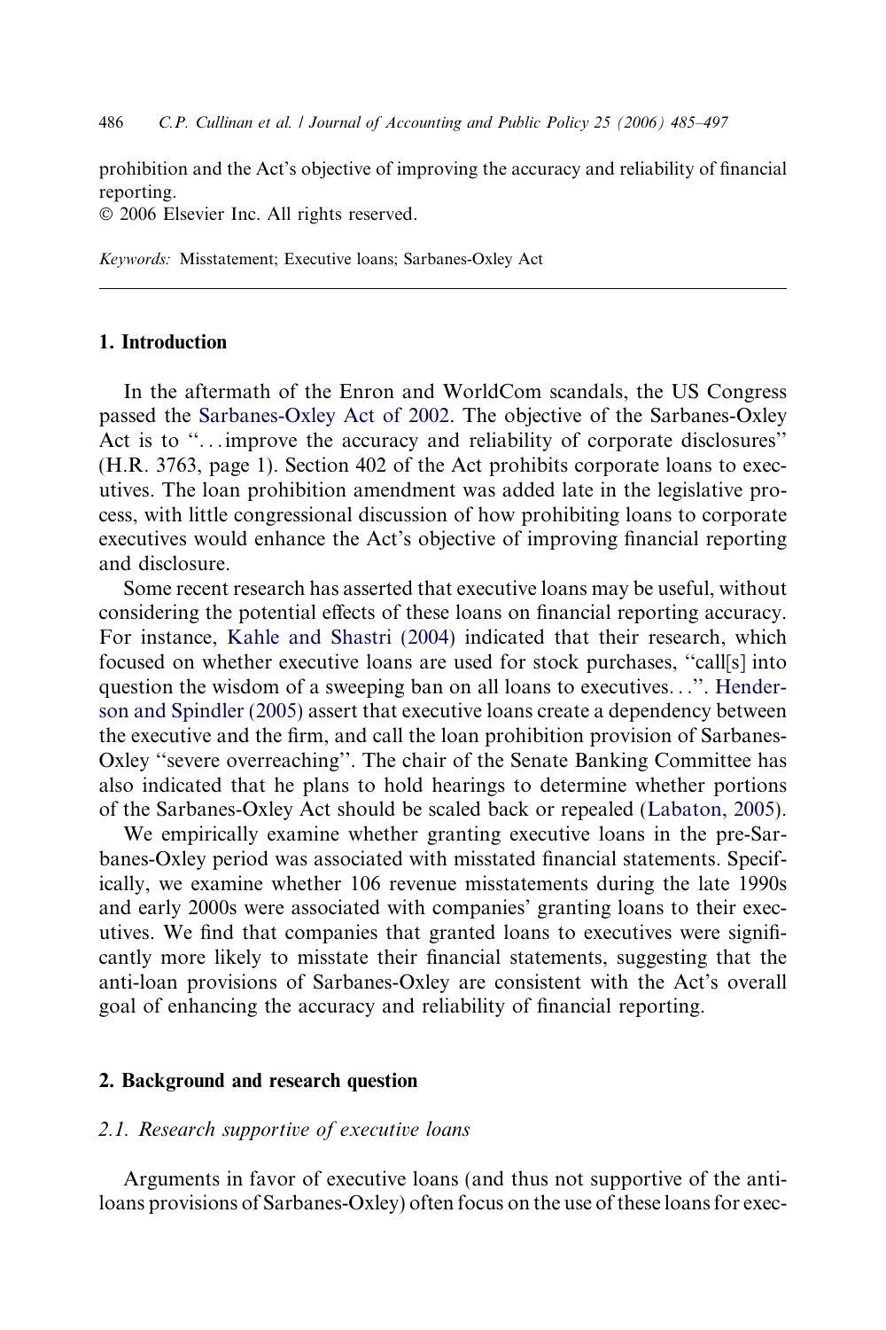prohibition and the Act's objective of improving the accuracy and reliability of financial reporting.
© 2006 Elsevier Inc. All rights reserved.

*Keywords:* Misstatement; Executive loans; Sarbanes-Oxley Act

## 1. Introduction

In the aftermath of the Enron and WorldCom scandals, the US Congress passed the Sarbanes-Oxley Act of 2002. The objective of the Sarbanes-Oxley Act is to "...improve the accuracy and reliability of corporate disclosures" (H.R. 3763, page 1). Section 402 of the Act prohibits corporate loans to executives. The loan prohibition amendment was added late in the legislative process, with little congressional discussion of how prohibiting loans to corporate executives would enhance the Act's objective of improving financial reporting and disclosure.

Some recent research has asserted that executive loans may be useful, without considering the potential effects of these loans on financial reporting accuracy. For instance, Kahle and Shastri (2004) indicated that their research, which focused on whether executive loans are used for stock purchases, "call[s] into question the wisdom of a sweeping ban on all loans to executives...". Henderson and Spindler (2005) assert that executive loans create a dependency between the executive and the firm, and call the loan prohibition provision of Sarbanes-Oxley "severe overreaching". The chair of the Senate Banking Committee has also indicated that he plans to hold hearings to determine whether portions of the Sarbanes-Oxley Act should be scaled back or repealed (Labaton, 2005).

We empirically examine whether granting executive loans in the pre-Sarbanes-Oxley period was associated with misstated financial statements. Specifically, we examine whether 106 revenue misstatements during the late 1990s and early 2000s were associated with companies' granting loans to their executives. We find that companies that granted loans to executives were significantly more likely to misstate their financial statements, suggesting that the anti-loan provisions of Sarbanes-Oxley are consistent with the Act's overall goal of enhancing the accuracy and reliability of financial reporting.

## 2. Background and research question

### 2.1. *Research supportive of executive loans*

Arguments in favor of executive loans (and thus not supportive of the anti-loans provisions of Sarbanes-Oxley) often focus on the use of these loans for exec-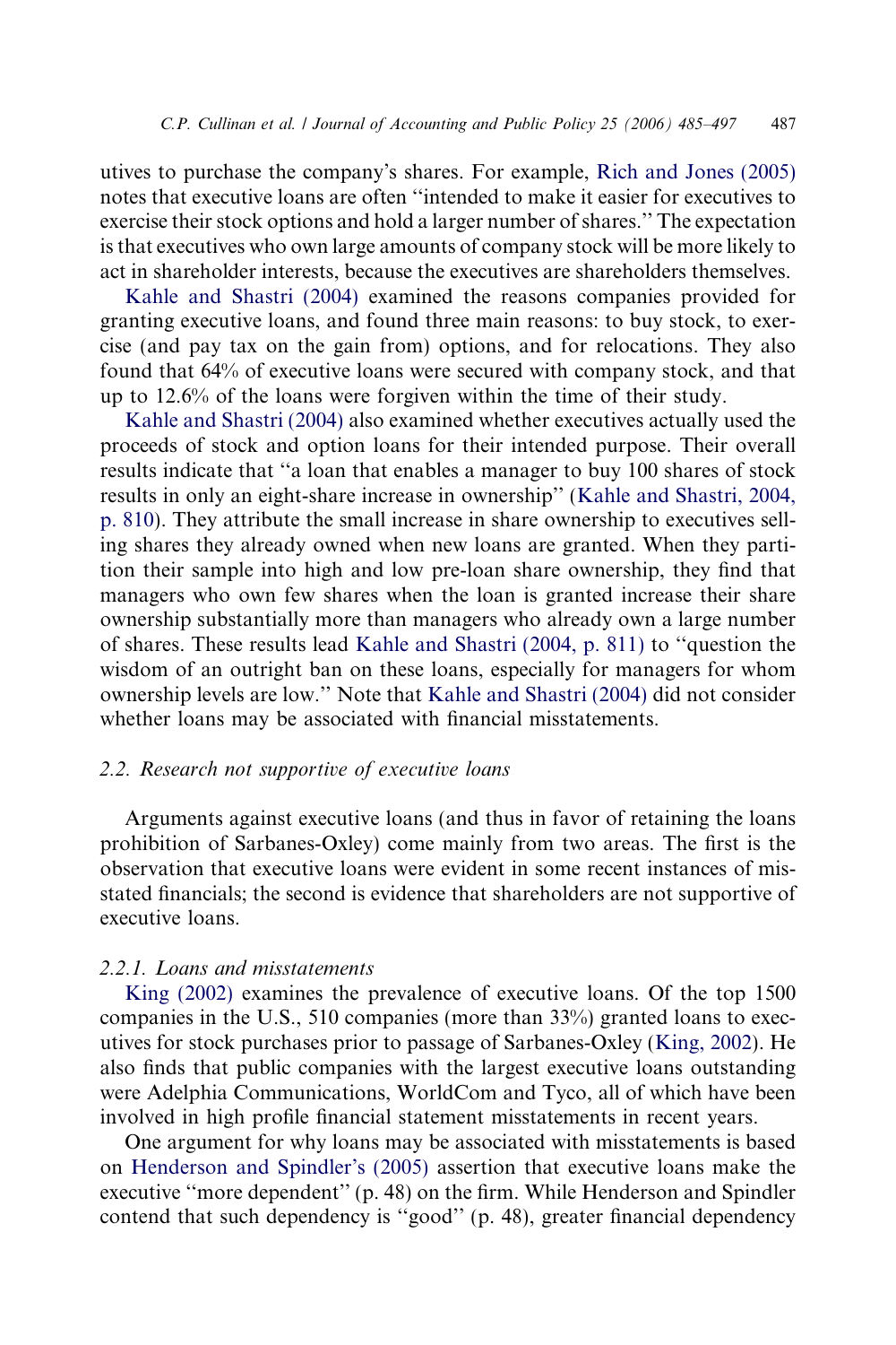utives to purchase the company's shares. For example, Rich and Jones (2005) notes that executive loans are often "intended to make it easier for executives to exercise their stock options and hold a larger number of shares." The expectation is that executives who own large amounts of company stock will be more likely to act in shareholder interests, because the executives are shareholders themselves.

Kahle and Shastri (2004) examined the reasons companies provided for granting executive loans, and found three main reasons: to buy stock, to exercise (and pay tax on the gain from) options, and for relocations. They also found that 64% of executive loans were secured with company stock, and that up to 12.6% of the loans were forgiven within the time of their study.

Kahle and Shastri (2004) also examined whether executives actually used the proceeds of stock and option loans for their intended purpose. Their overall results indicate that "a loan that enables a manager to buy 100 shares of stock results in only an eight-share increase in ownership" (Kahle and Shastri, 2004, p. 810). They attribute the small increase in share ownership to executives selling shares they already owned when new loans are granted. When they partition their sample into high and low pre-loan share ownership, they find that managers who own few shares when the loan is granted increase their share ownership substantially more than managers who already own a large number of shares. These results lead Kahle and Shastri (2004, p. 811) to "question the wisdom of an outright ban on these loans, especially for managers for whom ownership levels are low." Note that Kahle and Shastri (2004) did not consider whether loans may be associated with financial misstatements.

### 2.2. *Research not supportive of executive loans*

Arguments against executive loans (and thus in favor of retaining the loans prohibition of Sarbanes-Oxley) come mainly from two areas. The first is the observation that executive loans were evident in some recent instances of misstated financials; the second is evidence that shareholders are not supportive of executive loans.

#### 2.2.1. *Loans and misstatements*

King (2002) examines the prevalence of executive loans. Of the top 1500 companies in the U.S., 510 companies (more than 33%) granted loans to executives for stock purchases prior to passage of Sarbanes-Oxley (King, 2002). He also finds that public companies with the largest executive loans outstanding were Adelphia Communications, WorldCom and Tyco, all of which have been involved in high profile financial statement misstatements in recent years.

One argument for why loans may be associated with misstatements is based on Henderson and Spindler's (2005) assertion that executive loans make the executive "more dependent" (p. 48) on the firm. While Henderson and Spindler contend that such dependency is "good" (p. 48), greater financial dependency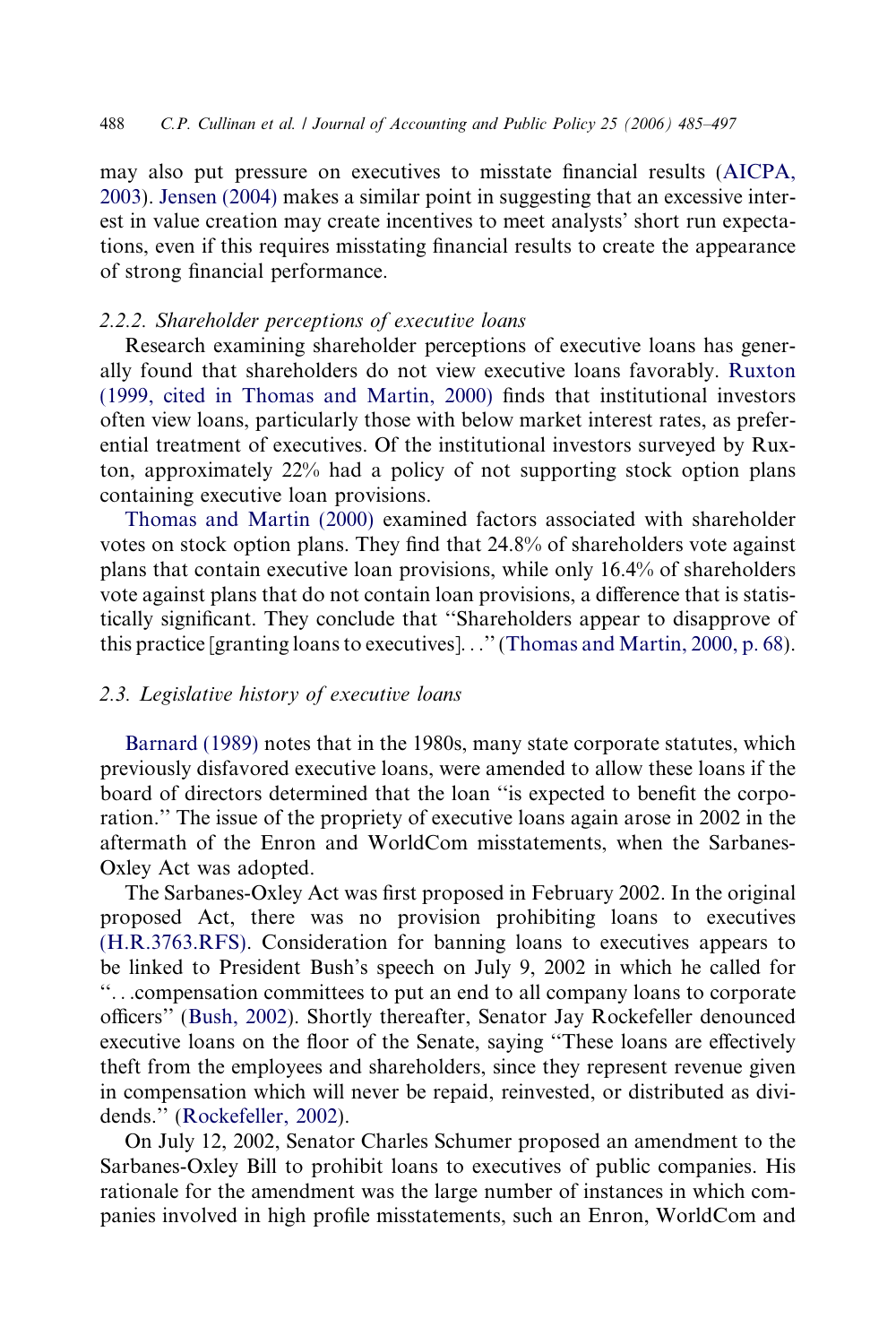may also put pressure on executives to misstate financial results (AICPA, 2003). Jensen (2004) makes a similar point in suggesting that an excessive interest in value creation may create incentives to meet analysts' short run expectations, even if this requires misstating financial results to create the appearance of strong financial performance.

### *2.2.2. Shareholder perceptions of executive loans*

Research examining shareholder perceptions of executive loans has generally found that shareholders do not view executive loans favorably. Ruxton (1999, cited in Thomas and Martin, 2000) finds that institutional investors often view loans, particularly those with below market interest rates, as preferential treatment of executives. Of the institutional investors surveyed by Ruxton, approximately 22% had a policy of not supporting stock option plans containing executive loan provisions.

Thomas and Martin (2000) examined factors associated with shareholder votes on stock option plans. They find that 24.8% of shareholders vote against plans that contain executive loan provisions, while only 16.4% of shareholders vote against plans that do not contain loan provisions, a difference that is statistically significant. They conclude that ''Shareholders appear to disapprove of this practice [granting loans to executives]...'' (Thomas and Martin, 2000, p. 68).

## *2.3. Legislative history of executive loans*

Barnard (1989) notes that in the 1980s, many state corporate statutes, which previously disfavored executive loans, were amended to allow these loans if the board of directors determined that the loan ''is expected to benefit the corporation.'' The issue of the propriety of executive loans again arose in 2002 in the aftermath of the Enron and WorldCom misstatements, when the Sarbanes-Oxley Act was adopted.

The Sarbanes-Oxley Act was first proposed in February 2002. In the original proposed Act, there was no provision prohibiting loans to executives (H.R.3763.RFS). Consideration for banning loans to executives appears to be linked to President Bush's speech on July 9, 2002 in which he called for ''...compensation committees to put an end to all company loans to corporate officers'' (Bush, 2002). Shortly thereafter, Senator Jay Rockefeller denounced executive loans on the floor of the Senate, saying ''These loans are effectively theft from the employees and shareholders, since they represent revenue given in compensation which will never be repaid, reinvested, or distributed as dividends.'' (Rockefeller, 2002).

On July 12, 2002, Senator Charles Schumer proposed an amendment to the Sarbanes-Oxley Bill to prohibit loans to executives of public companies. His rationale for the amendment was the large number of instances in which companies involved in high profile misstatements, such an Enron, WorldCom and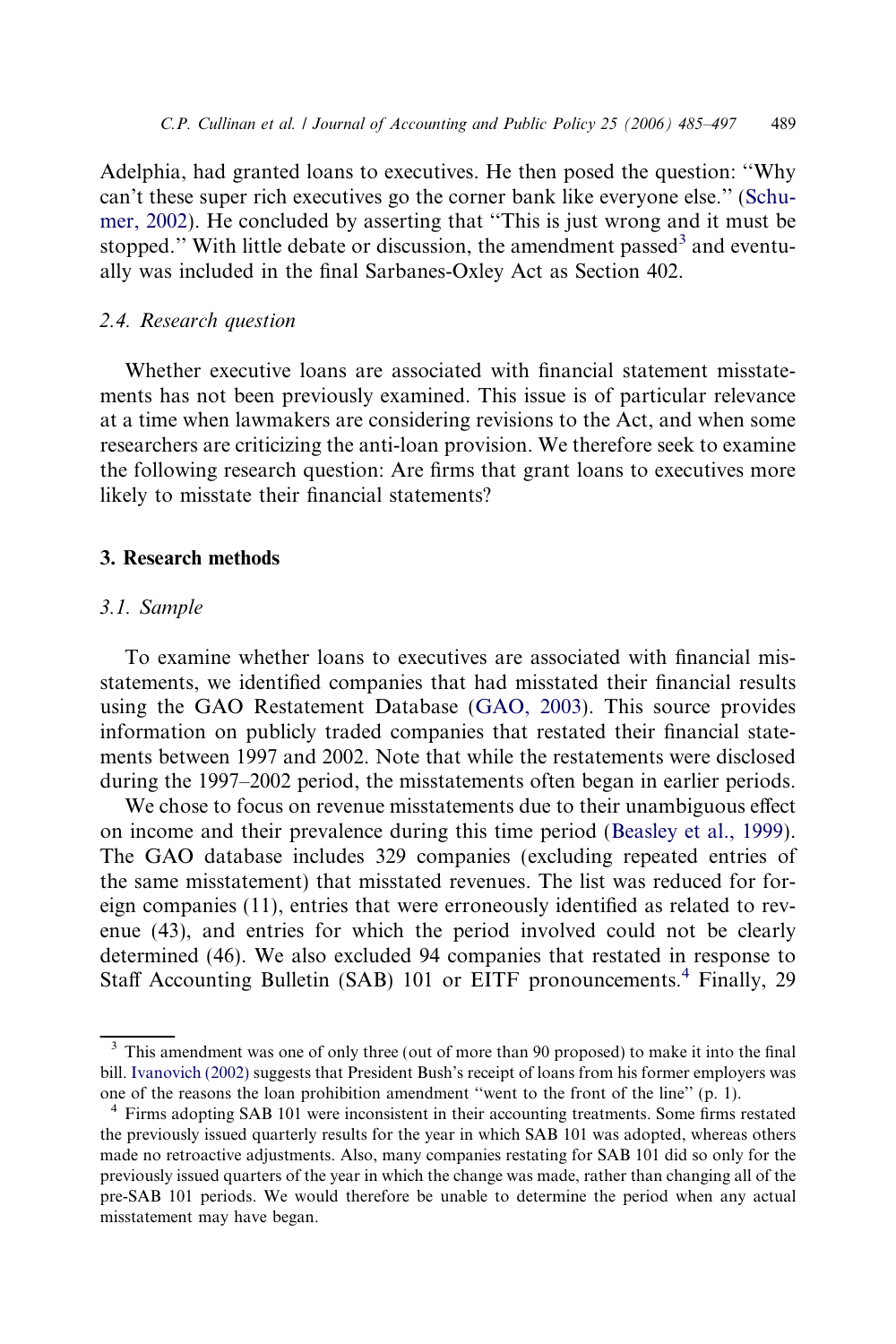Adelphia, had granted loans to executives. He then posed the question: ''Why can't these super rich executives go the corner bank like everyone else.'' (Schumer, 2002). He concluded by asserting that ''This is just wrong and it must be stopped.'' With little debate or discussion, the amendment passed[3] and eventually was included in the final Sarbanes-Oxley Act as Section 402.

### 2.4. Research question

Whether executive loans are associated with financial statement misstatements has not been previously examined. This issue is of particular relevance at a time when lawmakers are considering revisions to the Act, and when some researchers are criticizing the anti-loan provision. We therefore seek to examine the following research question: Are firms that grant loans to executives more likely to misstate their financial statements?

## 3. Research methods

### 3.1. Sample

To examine whether loans to executives are associated with financial misstatements, we identified companies that had misstated their financial results using the GAO Restatement Database (GAO, 2003). This source provides information on publicly traded companies that restated their financial statements between 1997 and 2002. Note that while the restatements were disclosed during the 1997–2002 period, the misstatements often began in earlier periods.

We chose to focus on revenue misstatements due to their unambiguous effect on income and their prevalence during this time period (Beasley et al., 1999). The GAO database includes 329 companies (excluding repeated entries of the same misstatement) that misstated revenues. The list was reduced for foreign companies (11), entries that were erroneously identified as related to revenue (43), and entries for which the period involved could not be clearly determined (46). We also excluded 94 companies that restated in response to Staff Accounting Bulletin (SAB) 101 or EITF pronouncements.[4] Finally, 29

---

[3] This amendment was one of only three (out of more than 90 proposed) to make it into the final bill. Ivanovich (2002) suggests that President Bush's receipt of loans from his former employers was one of the reasons the loan prohibition amendment ''went to the front of the line'' (p. 1).

[4] Firms adopting SAB 101 were inconsistent in their accounting treatments. Some firms restated the previously issued quarterly results for the year in which SAB 101 was adopted, whereas others made no retroactive adjustments. Also, many companies restating for SAB 101 did so only for the previously issued quarters of the year in which the change was made, rather than changing all of the pre-SAB 101 periods. We would therefore be unable to determine the period when any actual misstatement may have began.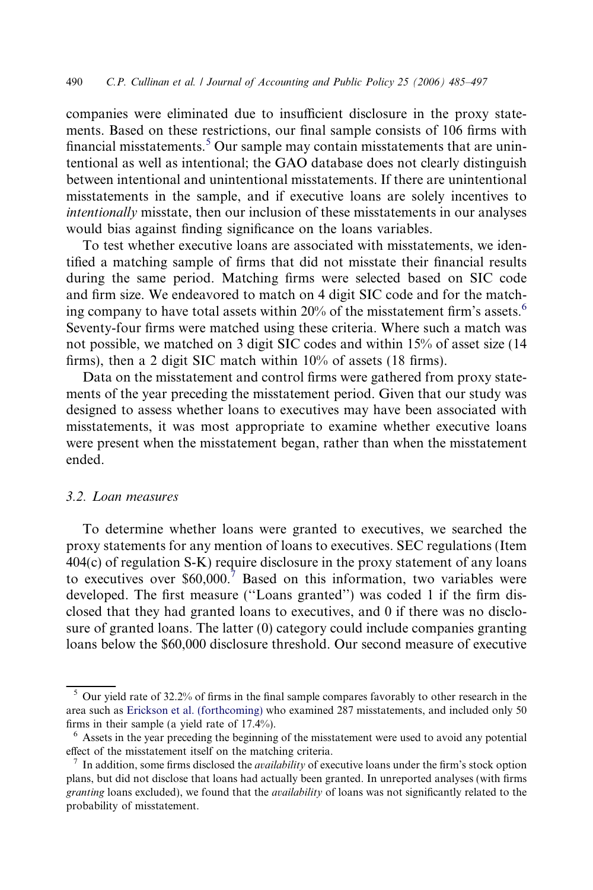companies were eliminated due to insufficient disclosure in the proxy statements. Based on these restrictions, our final sample consists of 106 firms with financial misstatements.[5] Our sample may contain misstatements that are unintentional as well as intentional; the GAO database does not clearly distinguish between intentional and unintentional misstatements. If there are unintentional misstatements in the sample, and if executive loans are solely incentives to *intentionally* misstate, then our inclusion of these misstatements in our analyses would bias against finding significance on the loans variables.

To test whether executive loans are associated with misstatements, we identified a matching sample of firms that did not misstate their financial results during the same period. Matching firms were selected based on SIC code and firm size. We endeavored to match on 4 digit SIC code and for the matching company to have total assets within 20% of the misstatement firm's assets.[6] Seventy-four firms were matched using these criteria. Where such a match was not possible, we matched on 3 digit SIC codes and within 15% of asset size (14 firms), then a 2 digit SIC match within 10% of assets (18 firms).

Data on the misstatement and control firms were gathered from proxy statements of the year preceding the misstatement period. Given that our study was designed to assess whether loans to executives may have been associated with misstatements, it was most appropriate to examine whether executive loans were present when the misstatement began, rather than when the misstatement ended.

### 3.2. Loan measures

To determine whether loans were granted to executives, we searched the proxy statements for any mention of loans to executives. SEC regulations (Item 404(c) of regulation S-K) require disclosure in the proxy statement of any loans to executives over $60,000.[7] Based on this information, two variables were developed. The first measure ("Loans granted") was coded 1 if the firm disclosed that they had granted loans to executives, and 0 if there was no disclosure of granted loans. The latter (0) category could include companies granting loans below the $60,000 disclosure threshold. Our second measure of executive

---

[5] Our yield rate of 32.2% of firms in the final sample compares favorably to other research in the area such as Erickson et al. (forthcoming) who examined 287 misstatements, and included only 50 firms in their sample (a yield rate of 17.4%).

[6] Assets in the year preceding the beginning of the misstatement were used to avoid any potential effect of the misstatement itself on the matching criteria.

[7] In addition, some firms disclosed the *availability* of executive loans under the firm's stock option plans, but did not disclose that loans had actually been granted. In unreported analyses (with firms *granting* loans excluded), we found that the *availability* of loans was not significantly related to the probability of misstatement.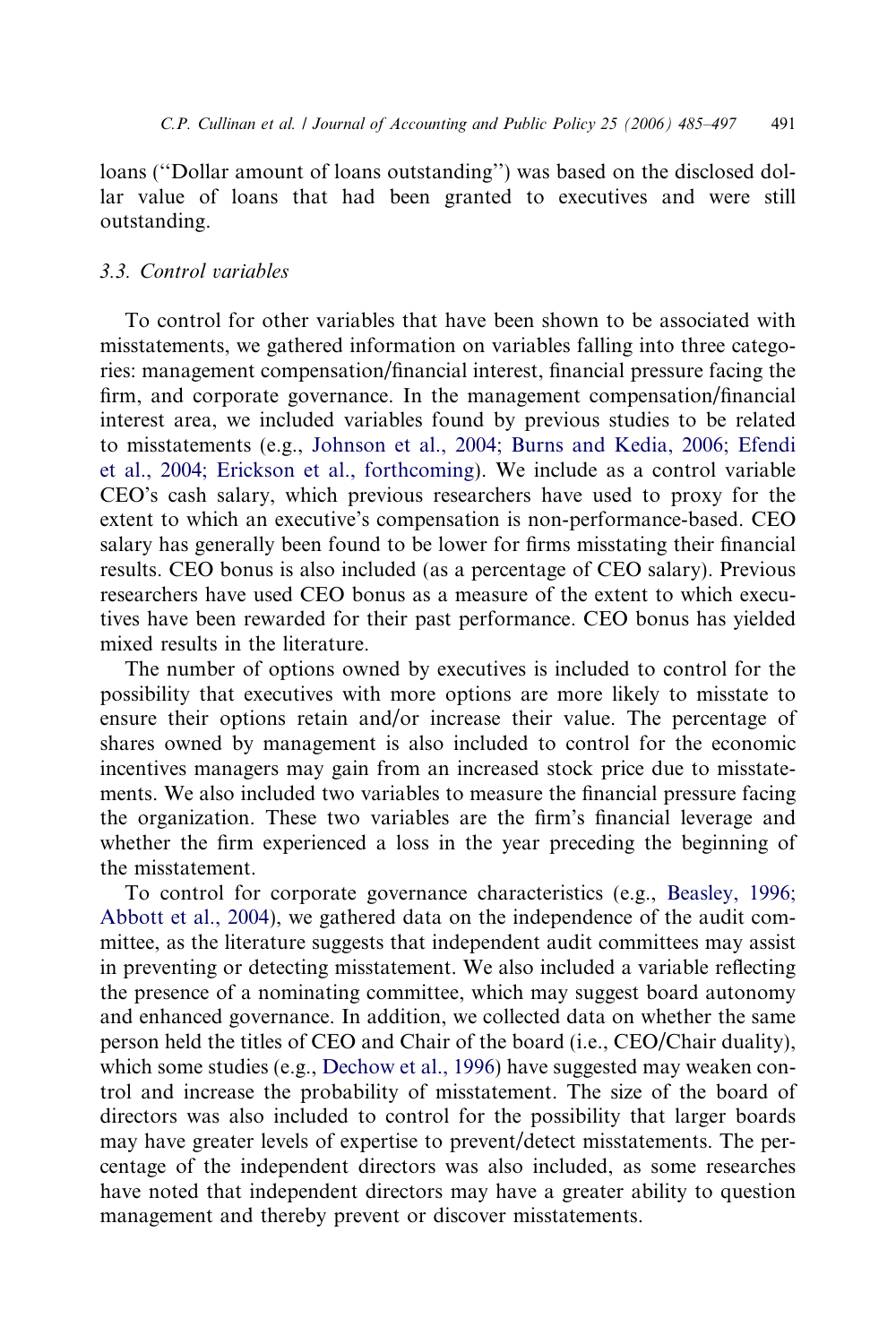loans (''Dollar amount of loans outstanding'') was based on the disclosed dollar value of loans that had been granted to executives and were still outstanding.

### 3.3. Control variables

To control for other variables that have been shown to be associated with misstatements, we gathered information on variables falling into three categories: management compensation/financial interest, financial pressure facing the firm, and corporate governance. In the management compensation/financial interest area, we included variables found by previous studies to be related to misstatements (e.g., Johnson et al., 2004; Burns and Kedia, 2006; Efendi et al., 2004; Erickson et al., forthcoming). We include as a control variable CEO's cash salary, which previous researchers have used to proxy for the extent to which an executive's compensation is non-performance-based. CEO salary has generally been found to be lower for firms misstating their financial results. CEO bonus is also included (as a percentage of CEO salary). Previous researchers have used CEO bonus as a measure of the extent to which executives have been rewarded for their past performance. CEO bonus has yielded mixed results in the literature.

The number of options owned by executives is included to control for the possibility that executives with more options are more likely to misstate to ensure their options retain and/or increase their value. The percentage of shares owned by management is also included to control for the economic incentives managers may gain from an increased stock price due to misstatements. We also included two variables to measure the financial pressure facing the organization. These two variables are the firm's financial leverage and whether the firm experienced a loss in the year preceding the beginning of the misstatement.

To control for corporate governance characteristics (e.g., Beasley, 1996; Abbott et al., 2004), we gathered data on the independence of the audit committee, as the literature suggests that independent audit committees may assist in preventing or detecting misstatement. We also included a variable reflecting the presence of a nominating committee, which may suggest board autonomy and enhanced governance. In addition, we collected data on whether the same person held the titles of CEO and Chair of the board (i.e., CEO/Chair duality), which some studies (e.g., Dechow et al., 1996) have suggested may weaken control and increase the probability of misstatement. The size of the board of directors was also included to control for the possibility that larger boards may have greater levels of expertise to prevent/detect misstatements. The percentage of the independent directors was also included, as some researches have noted that independent directors may have a greater ability to question management and thereby prevent or discover misstatements.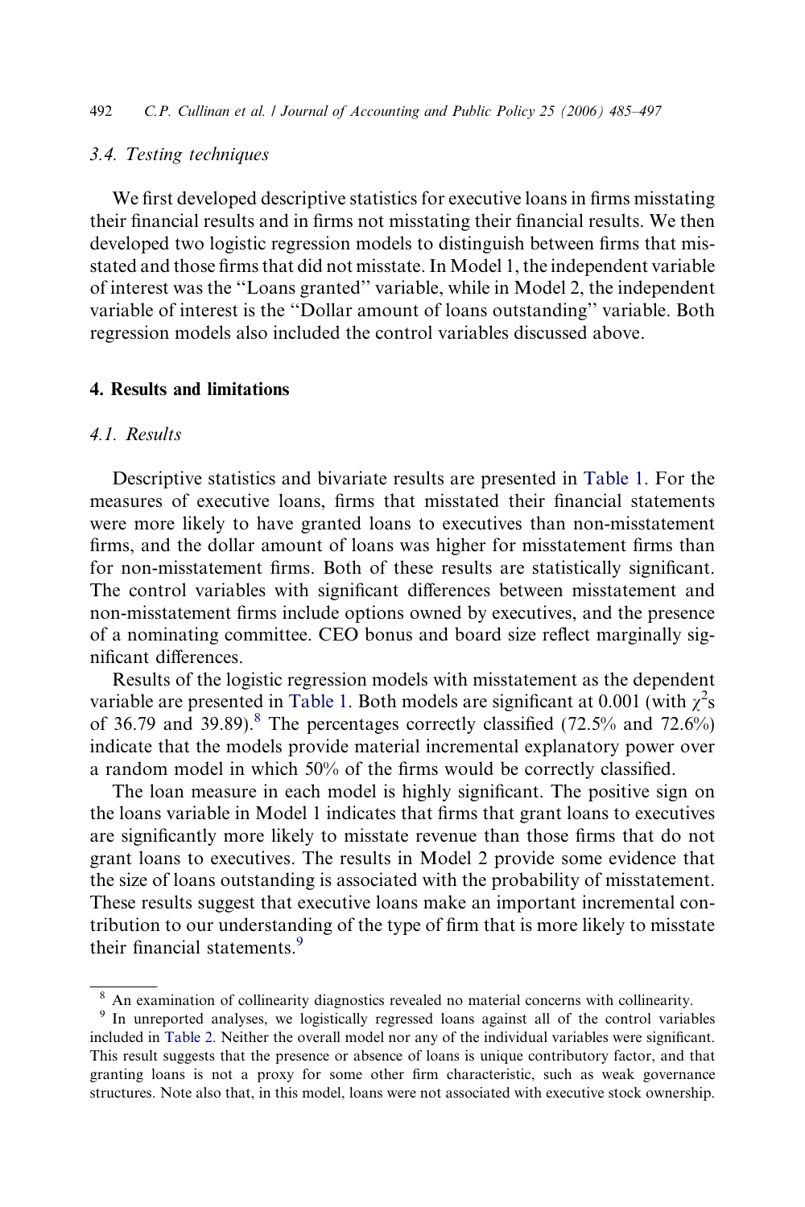### 3.4. Testing techniques

We first developed descriptive statistics for executive loans in firms misstating their financial results and in firms not misstating their financial results. We then developed two logistic regression models to distinguish between firms that misstated and those firms that did not misstate. In Model 1, the independent variable of interest was the ''Loans granted'' variable, while in Model 2, the independent variable of interest is the ''Dollar amount of loans outstanding'' variable. Both regression models also included the control variables discussed above.

## 4. Results and limitations

### 4.1. Results

Descriptive statistics and bivariate results are presented in Table 1. For the measures of executive loans, firms that misstated their financial statements were more likely to have granted loans to executives than non-misstatement firms, and the dollar amount of loans was higher for misstatement firms than for non-misstatement firms. Both of these results are statistically significant. The control variables with significant differences between misstatement and non-misstatement firms include options owned by executives, and the presence of a nominating committee. CEO bonus and board size reflect marginally significant differences.

Results of the logistic regression models with misstatement as the dependent variable are presented in Table 1. Both models are significant at 0.001 (with $\chi^2$s of 36.79 and 39.89).[8] The percentages correctly classified (72.5% and 72.6%) indicate that the models provide material incremental explanatory power over a random model in which 50% of the firms would be correctly classified.

The loan measure in each model is highly significant. The positive sign on the loans variable in Model 1 indicates that firms that grant loans to executives are significantly more likely to misstate revenue than those firms that do not grant loans to executives. The results in Model 2 provide some evidence that the size of loans outstanding is associated with the probability of misstatement. These results suggest that executive loans make an important incremental contribution to our understanding of the type of firm that is more likely to misstate their financial statements.[9]

[8] An examination of collinearity diagnostics revealed no material concerns with collinearity.

[9] In unreported analyses, we logistically regressed loans against all of the control variables included in Table 2. Neither the overall model nor any of the individual variables were significant. This result suggests that the presence or absence of loans is unique contributory factor, and that granting loans is not a proxy for some other firm characteristic, such as weak governance structures. Note also that, in this model, loans were not associated with executive stock ownership.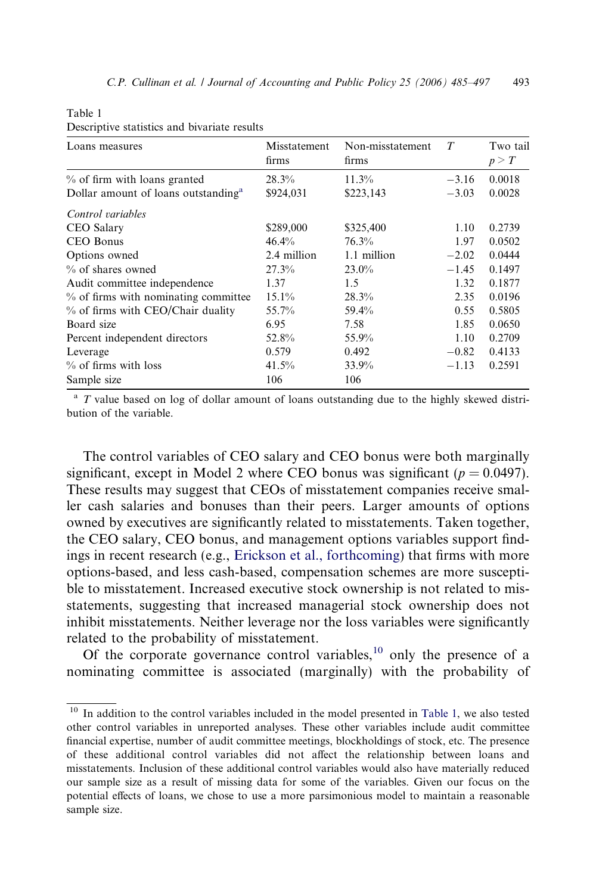Table 1
Descriptive statistics and bivariate results

| Loans measures | Misstatement firms | Non-misstatement firms | $T$ | Two tail $p > T$ |
|---|---|---|---|---|
| % of firm with loans granted | 28.3% | 11.3% | −3.16 | 0.0018 |
| Dollar amount of loans outstanding[a] | $924,031 | $223,143 | −3.03 | 0.0028 |
| *Control variables* | | | | |
| CEO Salary | $289,000 | $325,400 | 1.10 | 0.2739 |
| CEO Bonus | 46.4% | 76.3% | 1.97 | 0.0502 |
| Options owned | 2.4 million | 1.1 million | −2.02 | 0.0444 |
| % of shares owned | 27.3% | 23.0% | −1.45 | 0.1497 |
| Audit committee independence | 1.37 | 1.5 | 1.32 | 0.1877 |
| % of firms with nominating committee | 15.1% | 28.3% | 2.35 | 0.0196 |
| % of firms with CEO/Chair duality | 55.7% | 59.4% | 0.55 | 0.5805 |
| Board size | 6.95 | 7.58 | 1.85 | 0.0650 |
| Percent independent directors | 52.8% | 55.9% | 1.10 | 0.2709 |
| Leverage | 0.579 | 0.492 | −0.82 | 0.4133 |
| % of firms with loss | 41.5% | 33.9% | −1.13 | 0.2591 |
| Sample size | 106 | 106 | | |

[a] $T$ value based on log of dollar amount of loans outstanding due to the highly skewed distribution of the variable.

The control variables of CEO salary and CEO bonus were both marginally significant, except in Model 2 where CEO bonus was significant ($p = 0.0497$). These results may suggest that CEOs of misstatement companies receive smaller cash salaries and bonuses than their peers. Larger amounts of options owned by executives are significantly related to misstatements. Taken together, the CEO salary, CEO bonus, and management options variables support findings in recent research (e.g., Erickson et al., forthcoming) that firms with more options-based, and less cash-based, compensation schemes are more susceptible to misstatement. Increased executive stock ownership is not related to misstatements, suggesting that increased managerial stock ownership does not inhibit misstatements. Neither leverage nor the loss variables were significantly related to the probability of misstatement.

Of the corporate governance control variables,[10] only the presence of a nominating committee is associated (marginally) with the probability of

[10] In addition to the control variables included in the model presented in Table 1, we also tested other control variables in unreported analyses. These other variables include audit committee financial expertise, number of audit committee meetings, blockholdings of stock, etc. The presence of these additional control variables did not affect the relationship between loans and misstatements. Inclusion of these additional control variables would also have materially reduced our sample size as a result of missing data for some of the variables. Given our focus on the potential effects of loans, we chose to use a more parsimonious model to maintain a reasonable sample size.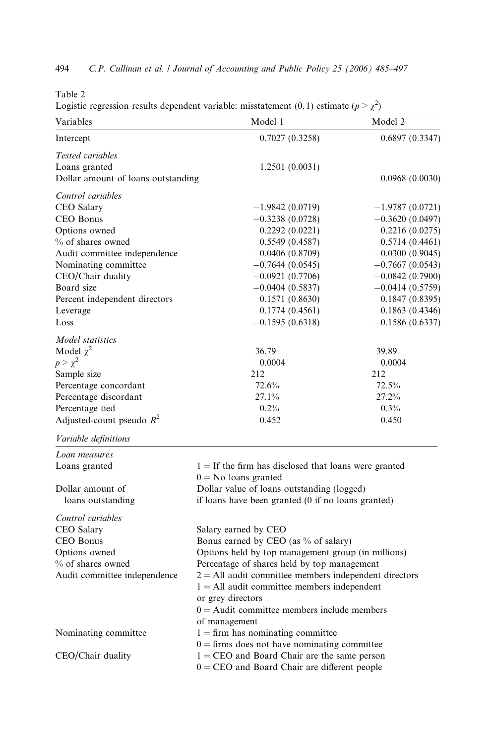Table 2

Logistic regression results dependent variable: misstatement (0,1) estimate ($p > \chi^2$)

| Variables | Model 1 | Model 2 |
|---|---|---|
| Intercept | 0.7027 (0.3258) | 0.6897 (0.3347) |
| *Tested variables* | | |
| Loans granted | 1.2501 (0.0031) | |
| Dollar amount of loans outstanding | | 0.0968 (0.0030) |
| *Control variables* | | |
| CEO Salary | −1.9842 (0.0719) | −1.9787 (0.0721) |
| CEO Bonus | −0.3238 (0.0728) | −0.3620 (0.0497) |
| Options owned | 0.2292 (0.0221) | 0.2216 (0.0275) |
| % of shares owned | 0.5549 (0.4587) | 0.5714 (0.4461) |
| Audit committee independence | −0.0406 (0.8709) | −0.0300 (0.9045) |
| Nominating committee | −0.7644 (0.0545) | −0.7667 (0.0543) |
| CEO/Chair duality | −0.0921 (0.7706) | −0.0842 (0.7900) |
| Board size | −0.0404 (0.5837) | −0.0414 (0.5759) |
| Percent independent directors | 0.1571 (0.8630) | 0.1847 (0.8395) |
| Leverage | 0.1774 (0.4561) | 0.1863 (0.4346) |
| Loss | −0.1595 (0.6318) | −0.1586 (0.6337) |
| *Model statistics* | | |
| Model $\chi^2$ | 36.79 | 39.89 |
| $p > \chi^2$ | 0.0004 | 0.0004 |
| Sample size | 212 | 212 |
| Percentage concordant | 72.6% | 72.5% |
| Percentage discordant | 27.1% | 27.2% |
| Percentage tied | 0.2% | 0.3% |
| Adjusted-count pseudo $R^2$ | 0.452 | 0.450 |

*Variable definitions*

| | |
|---|---|
| *Loan measures* | |
| Loans granted | 1 = If the firm has disclosed that loans were granted<br>0 = No loans granted |
| Dollar amount of loans outstanding | Dollar value of loans outstanding (logged) if loans have been granted (0 if no loans granted) |
| *Control variables* | |
| CEO Salary | Salary earned by CEO |
| CEO Bonus | Bonus earned by CEO (as % of salary) |
| Options owned | Options held by top management group (in millions) |
| % of shares owned | Percentage of shares held by top management |
| Audit committee independence | 2 = All audit committee members independent directors<br>1 = All audit committee members independent or grey directors<br>0 = Audit committee members include members of management |
| Nominating committee | 1 = firm has nominating committee<br>0 = firms does not have nominating committee |
| CEO/Chair duality | 1 = CEO and Board Chair are the same person<br>0 = CEO and Board Chair are different people |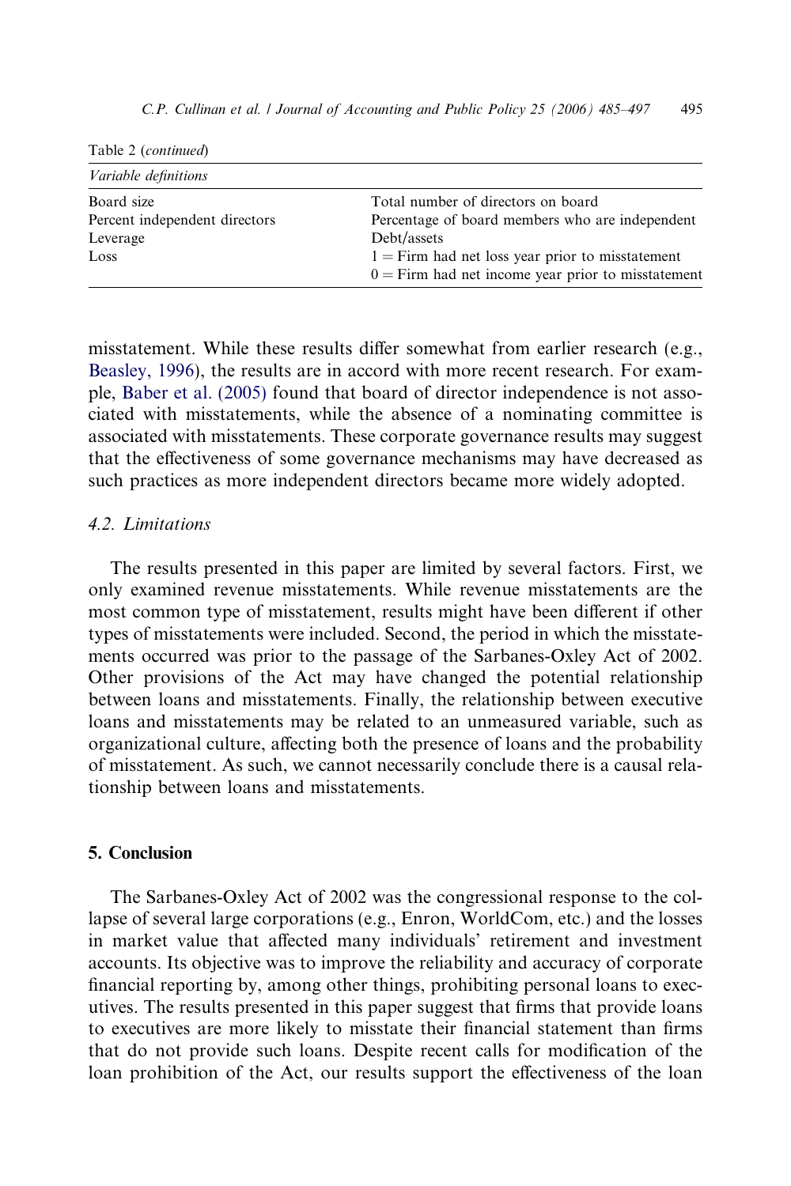Table 2 (*continued*)

| *Variable definitions* | |
|---|---|
| Board size | Total number of directors on board |
| Percent independent directors | Percentage of board members who are independent |
| Leverage | Debt/assets |
| Loss | 1 = Firm had net loss year prior to misstatement<br>0 = Firm had net income year prior to misstatement |

misstatement. While these results differ somewhat from earlier research (e.g., Beasley, 1996), the results are in accord with more recent research. For example, Baber et al. (2005) found that board of director independence is not associated with misstatements, while the absence of a nominating committee is associated with misstatements. These corporate governance results may suggest that the effectiveness of some governance mechanisms may have decreased as such practices as more independent directors became more widely adopted.

### *4.2. Limitations*

The results presented in this paper are limited by several factors. First, we only examined revenue misstatements. While revenue misstatements are the most common type of misstatement, results might have been different if other types of misstatements were included. Second, the period in which the misstatements occurred was prior to the passage of the Sarbanes-Oxley Act of 2002. Other provisions of the Act may have changed the potential relationship between loans and misstatements. Finally, the relationship between executive loans and misstatements may be related to an unmeasured variable, such as organizational culture, affecting both the presence of loans and the probability of misstatement. As such, we cannot necessarily conclude there is a causal relationship between loans and misstatements.

## **5. Conclusion**

The Sarbanes-Oxley Act of 2002 was the congressional response to the collapse of several large corporations (e.g., Enron, WorldCom, etc.) and the losses in market value that affected many individuals' retirement and investment accounts. Its objective was to improve the reliability and accuracy of corporate financial reporting by, among other things, prohibiting personal loans to executives. The results presented in this paper suggest that firms that provide loans to executives are more likely to misstate their financial statement than firms that do not provide such loans. Despite recent calls for modification of the loan prohibition of the Act, our results support the effectiveness of the loan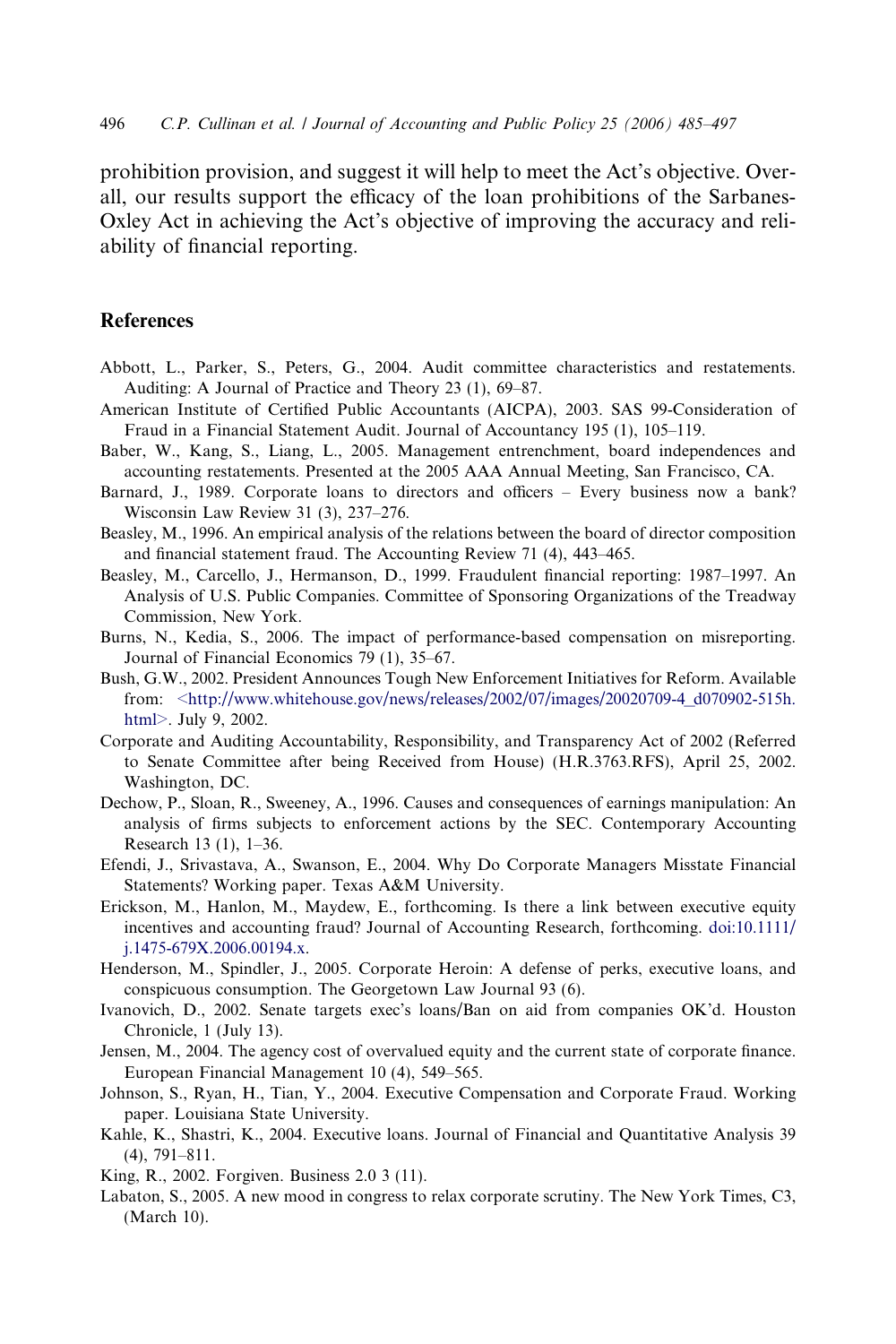prohibition provision, and suggest it will help to meet the Act's objective. Overall, our results support the efficacy of the loan prohibitions of the Sarbanes-Oxley Act in achieving the Act's objective of improving the accuracy and reliability of financial reporting.

## References

Abbott, L., Parker, S., Peters, G., 2004. Audit committee characteristics and restatements. Auditing: A Journal of Practice and Theory 23 (1), 69–87.

American Institute of Certified Public Accountants (AICPA), 2003. SAS 99-Consideration of Fraud in a Financial Statement Audit. Journal of Accountancy 195 (1), 105–119.

Baber, W., Kang, S., Liang, L., 2005. Management entrenchment, board independences and accounting restatements. Presented at the 2005 AAA Annual Meeting, San Francisco, CA.

Barnard, J., 1989. Corporate loans to directors and officers – Every business now a bank? Wisconsin Law Review 31 (3), 237–276.

Beasley, M., 1996. An empirical analysis of the relations between the board of director composition and financial statement fraud. The Accounting Review 71 (4), 443–465.

Beasley, M., Carcello, J., Hermanson, D., 1999. Fraudulent financial reporting: 1987–1997. An Analysis of U.S. Public Companies. Committee of Sponsoring Organizations of the Treadway Commission, New York.

Burns, N., Kedia, S., 2006. The impact of performance-based compensation on misreporting. Journal of Financial Economics 79 (1), 35–67.

Bush, G.W., 2002. President Announces Tough New Enforcement Initiatives for Reform. Available from: <http://www.whitehouse.gov/news/releases/2002/07/images/20020709-4_d070902-515h.html>. July 9, 2002.

Corporate and Auditing Accountability, Responsibility, and Transparency Act of 2002 (Referred to Senate Committee after being Received from House) (H.R.3763.RFS), April 25, 2002. Washington, DC.

Dechow, P., Sloan, R., Sweeney, A., 1996. Causes and consequences of earnings manipulation: An analysis of firms subjects to enforcement actions by the SEC. Contemporary Accounting Research 13 (1), 1–36.

Efendi, J., Srivastava, A., Swanson, E., 2004. Why Do Corporate Managers Misstate Financial Statements? Working paper. Texas A&M University.

Erickson, M., Hanlon, M., Maydew, E., forthcoming. Is there a link between executive equity incentives and accounting fraud? Journal of Accounting Research, forthcoming. doi:10.1111/j.1475-679X.2006.00194.x.

Henderson, M., Spindler, J., 2005. Corporate Heroin: A defense of perks, executive loans, and conspicuous consumption. The Georgetown Law Journal 93 (6).

Ivanovich, D., 2002. Senate targets exec's loans/Ban on aid from companies OK'd. Houston Chronicle, 1 (July 13).

Jensen, M., 2004. The agency cost of overvalued equity and the current state of corporate finance. European Financial Management 10 (4), 549–565.

Johnson, S., Ryan, H., Tian, Y., 2004. Executive Compensation and Corporate Fraud. Working paper. Louisiana State University.

Kahle, K., Shastri, K., 2004. Executive loans. Journal of Financial and Quantitative Analysis 39 (4), 791–811.

King, R., 2002. Forgiven. Business 2.0 3 (11).

Labaton, S., 2005. A new mood in congress to relax corporate scrutiny. The New York Times, C3, (March 10).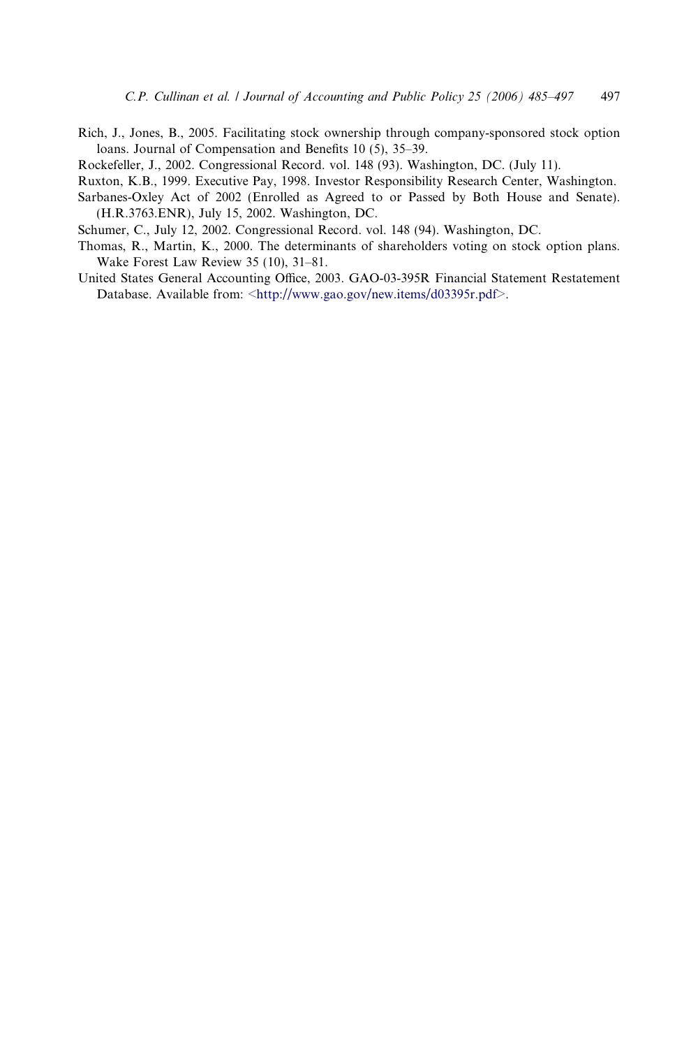Rich, J., Jones, B., 2005. Facilitating stock ownership through company-sponsored stock option loans. Journal of Compensation and Benefits 10 (5), 35–39.

Rockefeller, J., 2002. Congressional Record. vol. 148 (93). Washington, DC. (July 11).

Ruxton, K.B., 1999. Executive Pay, 1998. Investor Responsibility Research Center, Washington.

Sarbanes-Oxley Act of 2002 (Enrolled as Agreed to or Passed by Both House and Senate). (H.R.3763.ENR), July 15, 2002. Washington, DC.

Schumer, C., July 12, 2002. Congressional Record. vol. 148 (94). Washington, DC.

Thomas, R., Martin, K., 2000. The determinants of shareholders voting on stock option plans. Wake Forest Law Review 35 (10), 31–81.

United States General Accounting Office, 2003. GAO-03-395R Financial Statement Restatement Database. Available from: <http://www.gao.gov/new.items/d03395r.pdf>.